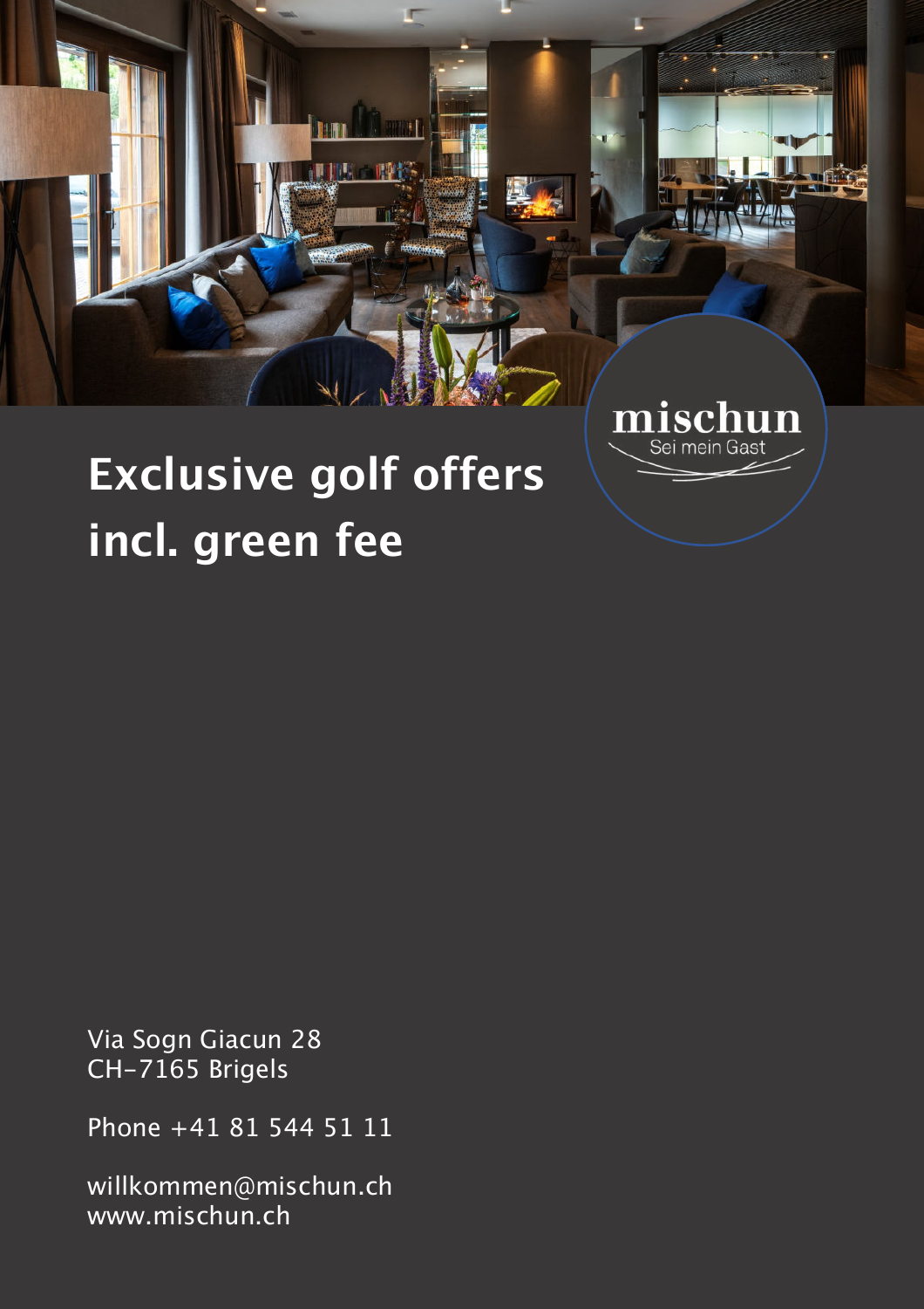mischun

Sei mein Gast

# Exclusive golf offers incl. green fee

Via Sogn Giacun 28
CH-7165 Brigels

Phone +41 81 544 51 11

willkommen@mischun.ch
www.mischun.ch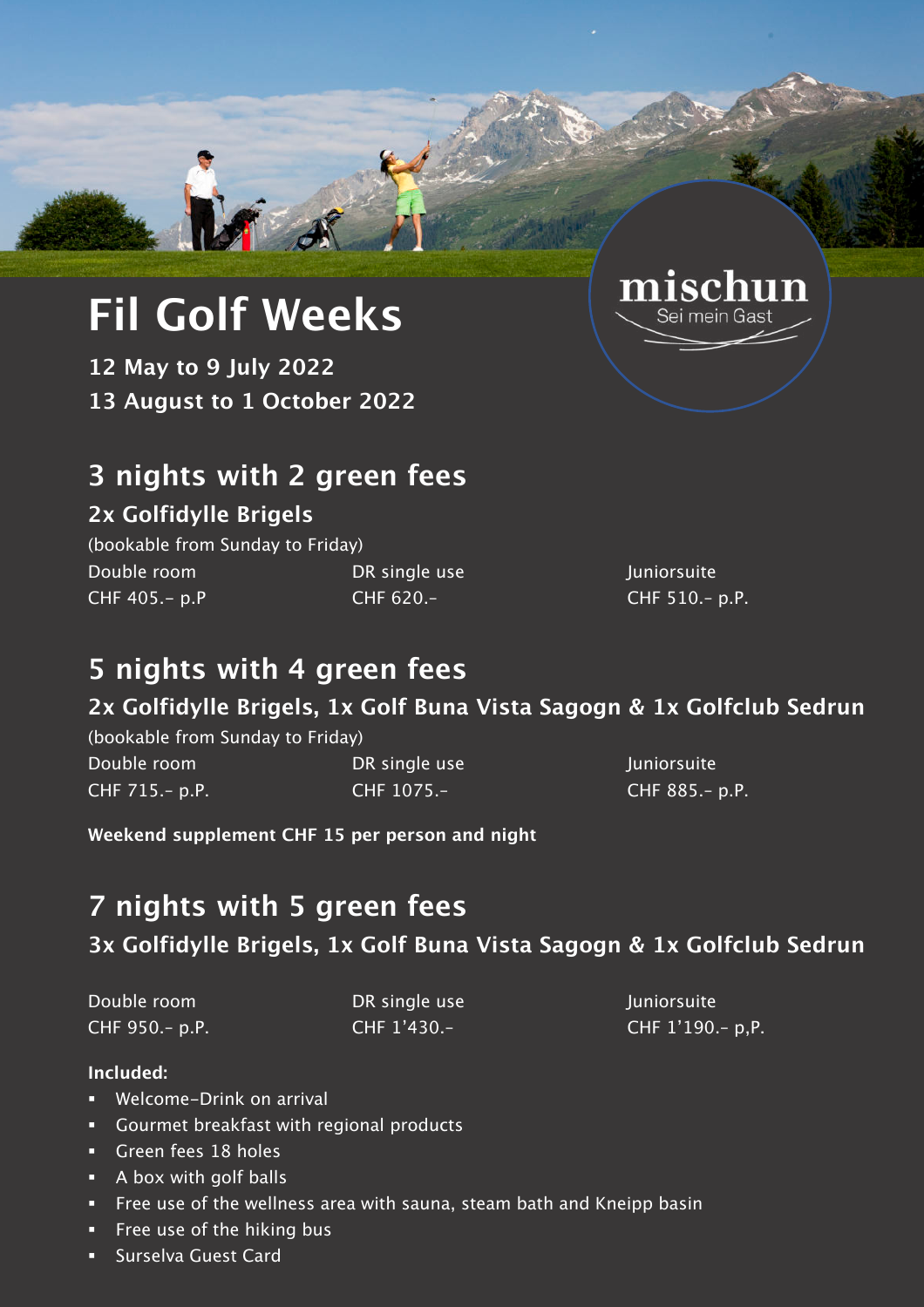# Fil Golf Weeks

mischun
Sei mein Gast

**12 May to 9 July 2022**
**13 August to 1 October 2022**

## 3 nights with 2 green fees

### 2x Golfidylle Brigels

(bookable from Sunday to Friday)

| Double room | DR single use | Juniorsuite |
|---|---|---|
| CHF 405.- p.P | CHF 620.- | CHF 510.- p.P. |

## 5 nights with 4 green fees

### 2x Golfidylle Brigels, 1x Golf Buna Vista Sagogn & 1x Golfclub Sedrun

(bookable from Sunday to Friday)

| Double room | DR single use | Juniorsuite |
|---|---|---|
| CHF 715.- p.P. | CHF 1075.- | CHF 885.- p.P. |

**Weekend supplement CHF 15 per person and night**

## 7 nights with 5 green fees

### 3x Golfidylle Brigels, 1x Golf Buna Vista Sagogn & 1x Golfclub Sedrun

| Double room | DR single use | Juniorsuite |
|---|---|---|
| CHF 950.- p.P. | CHF 1'430.- | CHF 1'190.- p,P. |

**Included:**

- Welcome-Drink on arrival
- Gourmet breakfast with regional products
- Green fees 18 holes
- A box with golf balls
- Free use of the wellness area with sauna, steam bath and Kneipp basin
- Free use of the hiking bus
- Surselva Guest Card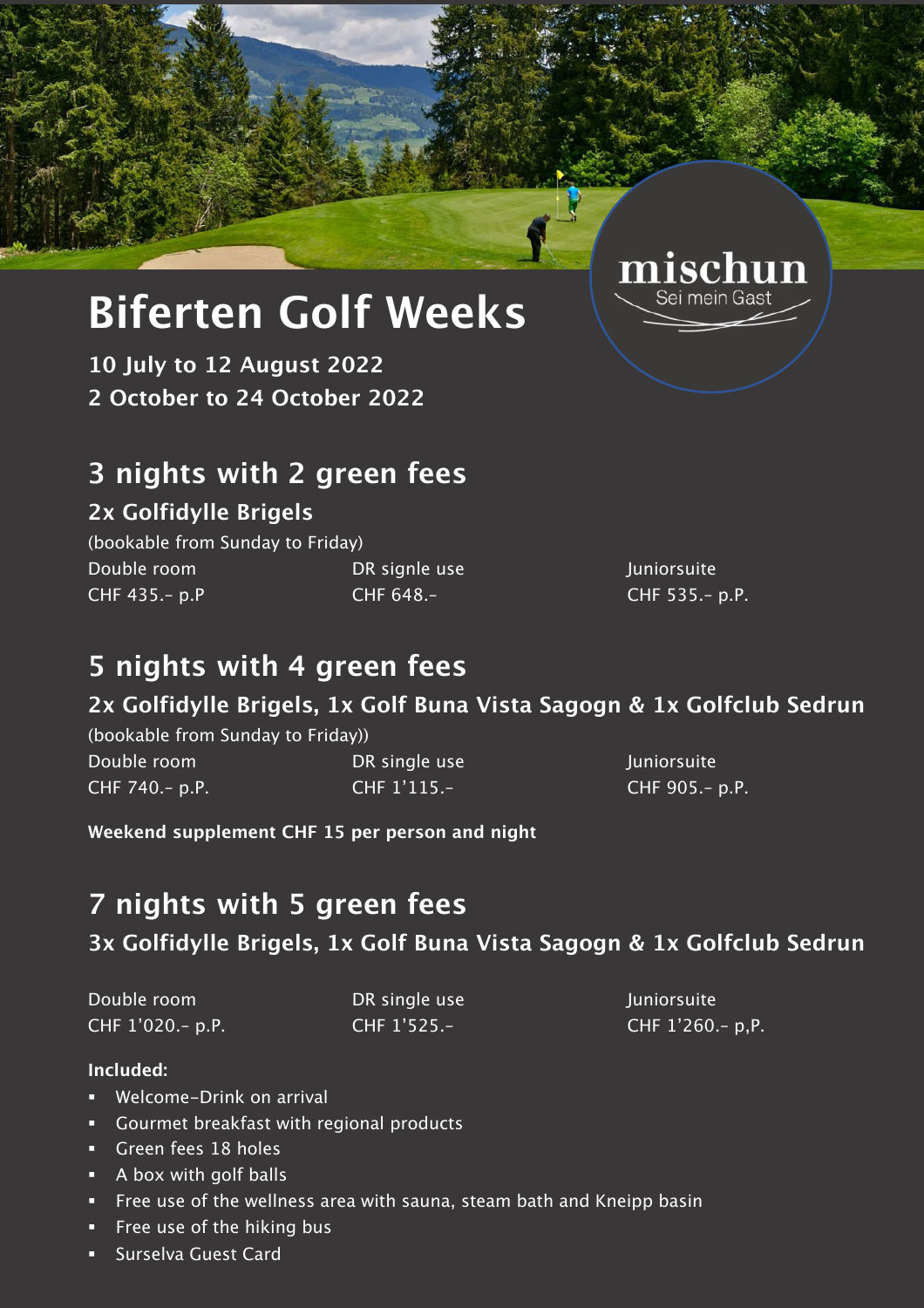mischun

Sei mein Gast

# Biferten Golf Weeks

**10 July to 12 August 2022**
**2 October to 24 October 2022**

## 3 nights with 2 green fees

### 2x Golfidylle Brigels

(bookable from Sunday to Friday)

| | | |
|---|---|---|
| Double room | DR signle use | Juniorsuite |
| CHF 435.- p.P | CHF 648.- | CHF 535.- p.P. |

## 5 nights with 4 green fees

### 2x Golfidylle Brigels, 1x Golf Buna Vista Sagogn & 1x Golfclub Sedrun

(bookable from Sunday to Friday))

| | | |
|---|---|---|
| Double room | DR single use | Juniorsuite |
| CHF 740.- p.P. | CHF 1'115.- | CHF 905.- p.P. |

**Weekend supplement CHF 15 per person and night**

## 7 nights with 5 green fees

### 3x Golfidylle Brigels, 1x Golf Buna Vista Sagogn & 1x Golfclub Sedrun

| | | |
|---|---|---|
| Double room | DR single use | Juniorsuite |
| CHF 1'020.- p.P. | CHF 1'525.- | CHF 1'260.- p,P. |

**Included:**

- Welcome-Drink on arrival
- Gourmet breakfast with regional products
- Green fees 18 holes
- A box with golf balls
- Free use of the wellness area with sauna, steam bath and Kneipp basin
- Free use of the hiking bus
- Surselva Guest Card